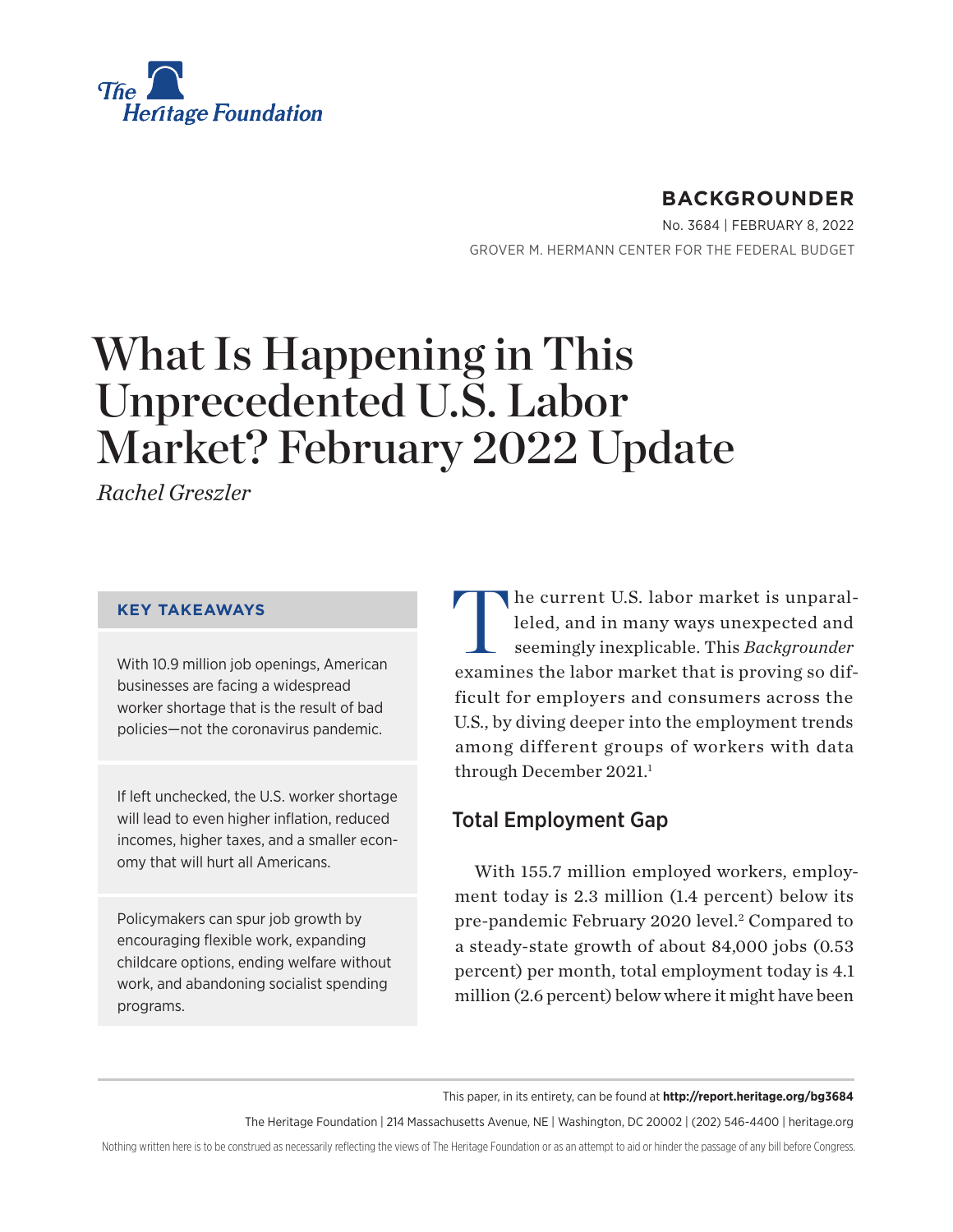The Heritage Foundation

**BACKGROUNDER**

No. 3684 | FEBRUARY 8, 2022

GROVER M. HERMANN CENTER FOR THE FEDERAL BUDGET

# What Is Happening in This Unprecedented U.S. Labor Market? February 2022 Update

*Rachel Greszler*

### KEY TAKEAWAYS

With 10.9 million job openings, American businesses are facing a widespread worker shortage that is the result of bad policies—not the coronavirus pandemic.

If left unchecked, the U.S. worker shortage will lead to even higher inflation, reduced incomes, higher taxes, and a smaller economy that will hurt all Americans.

Policymakers can spur job growth by encouraging flexible work, expanding childcare options, ending welfare without work, and abandoning socialist spending programs.

The current U.S. labor market is unparalleled, and in many ways unexpected and seemingly inexplicable. This *Backgrounder* examines the labor market that is proving so difficult for employers and consumers across the U.S., by diving deeper into the employment trends among different groups of workers with data through December 2021.[1]

## Total Employment Gap

With 155.7 million employed workers, employment today is 2.3 million (1.4 percent) below its pre-pandemic February 2020 level.[2] Compared to a steady-state growth of about 84,000 jobs (0.53 percent) per month, total employment today is 4.1 million (2.6 percent) below where it might have been

This paper, in its entirety, can be found at **http://report.heritage.org/bg3684**

The Heritage Foundation | 214 Massachusetts Avenue, NE | Washington, DC 20002 | (202) 546-4400 | heritage.org

Nothing written here is to be construed as necessarily reflecting the views of The Heritage Foundation or as an attempt to aid or hinder the passage of any bill before Congress.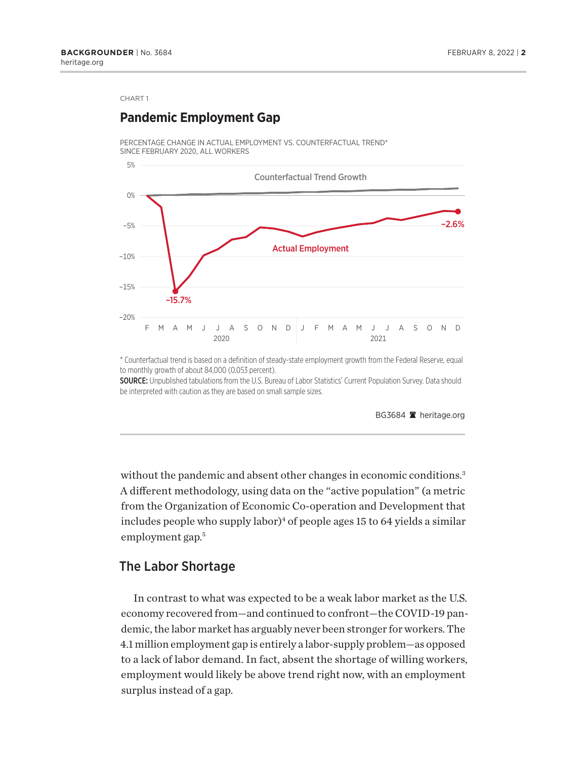CHART 1

## Pandemic Employment Gap

PERCENTAGE CHANGE IN ACTUAL EMPLOYMENT VS. COUNTERFACTUAL TREND* SINCE FEBRUARY 2020, ALL WORKERS

Counterfactual Trend Growth

Actual Employment

−15.7%

−2.6%

\* Counterfactual trend is based on a definition of steady-state employment growth from the Federal Reserve, equal to monthly growth of about 84,000 (0.053 percent).

**SOURCE:** Unpublished tabulations from the U.S. Bureau of Labor Statistics' Current Population Survey. Data should be interpreted with caution as they are based on small sample sizes.

BG3684 heritage.org

without the pandemic and absent other changes in economic conditions.[3] A different methodology, using data on the "active population" (a metric from the Organization of Economic Co-operation and Development that includes people who supply labor)[4] of people ages 15 to 64 yields a similar employment gap.[5]

## The Labor Shortage

In contrast to what was expected to be a weak labor market as the U.S. economy recovered from—and continued to confront—the COVID-19 pandemic, the labor market has arguably never been stronger for workers. The 4.1 million employment gap is entirely a labor-supply problem—as opposed to a lack of labor demand. In fact, absent the shortage of willing workers, employment would likely be above trend right now, with an employment surplus instead of a gap.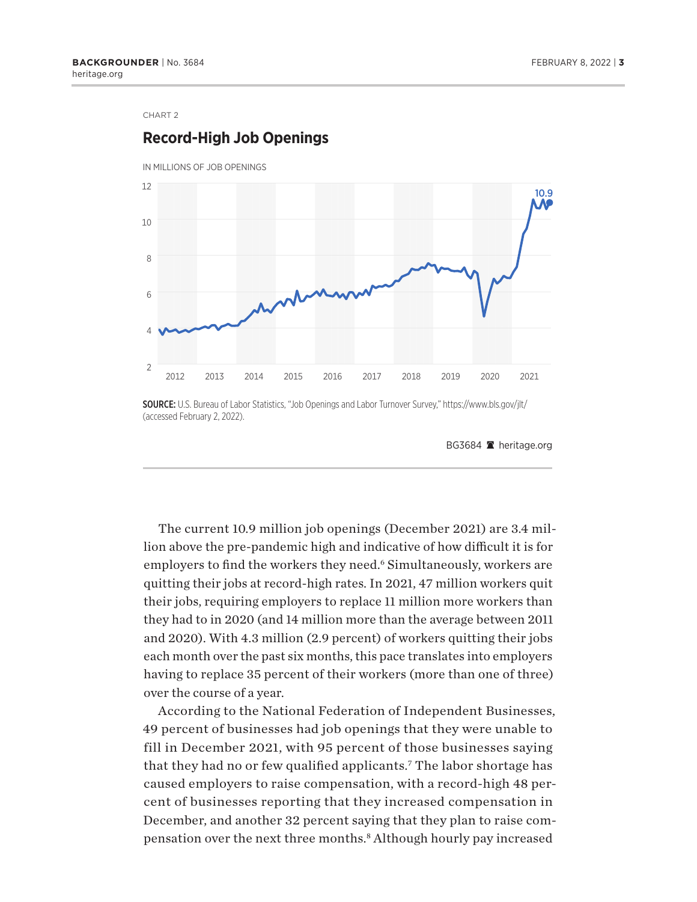CHART 2

## Record-High Job Openings

IN MILLIONS OF JOB OPENINGS

SOURCE: U.S. Bureau of Labor Statistics, "Job Openings and Labor Turnover Survey," https://www.bls.gov/jlt/ (accessed February 2, 2022).

BG3684 heritage.org

The current 10.9 million job openings (December 2021) are 3.4 million above the pre-pandemic high and indicative of how difficult it is for employers to find the workers they need.[6] Simultaneously, workers are quitting their jobs at record-high rates. In 2021, 47 million workers quit their jobs, requiring employers to replace 11 million more workers than they had to in 2020 (and 14 million more than the average between 2011 and 2020). With 4.3 million (2.9 percent) of workers quitting their jobs each month over the past six months, this pace translates into employers having to replace 35 percent of their workers (more than one of three) over the course of a year.

According to the National Federation of Independent Businesses, 49 percent of businesses had job openings that they were unable to fill in December 2021, with 95 percent of those businesses saying that they had no or few qualified applicants.[7] The labor shortage has caused employers to raise compensation, with a record-high 48 percent of businesses reporting that they increased compensation in December, and another 32 percent saying that they plan to raise compensation over the next three months.[8] Although hourly pay increased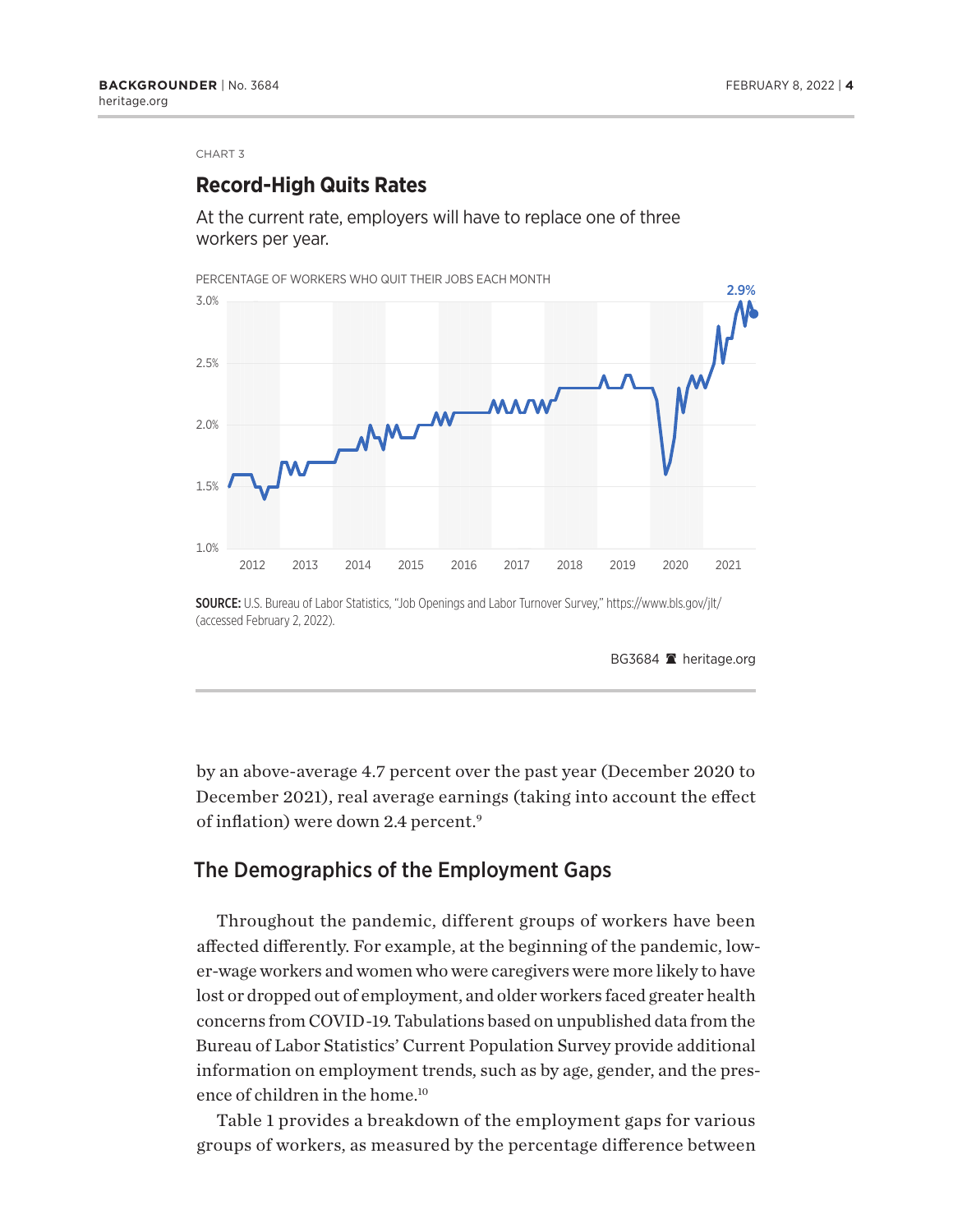CHART 3

## Record-High Quits Rates

At the current rate, employers will have to replace one of three workers per year.

PERCENTAGE OF WORKERS WHO QUIT THEIR JOBS EACH MONTH

**SOURCE:** U.S. Bureau of Labor Statistics, "Job Openings and Labor Turnover Survey," https://www.bls.gov/jlt/ (accessed February 2, 2022).

BG3684 heritage.org

by an above-average 4.7 percent over the past year (December 2020 to December 2021), real average earnings (taking into account the effect of inflation) were down 2.4 percent.[9]

## The Demographics of the Employment Gaps

Throughout the pandemic, different groups of workers have been affected differently. For example, at the beginning of the pandemic, lower-wage workers and women who were caregivers were more likely to have lost or dropped out of employment, and older workers faced greater health concerns from COVID-19. Tabulations based on unpublished data from the Bureau of Labor Statistics' Current Population Survey provide additional information on employment trends, such as by age, gender, and the presence of children in the home.[10]

Table 1 provides a breakdown of the employment gaps for various groups of workers, as measured by the percentage difference between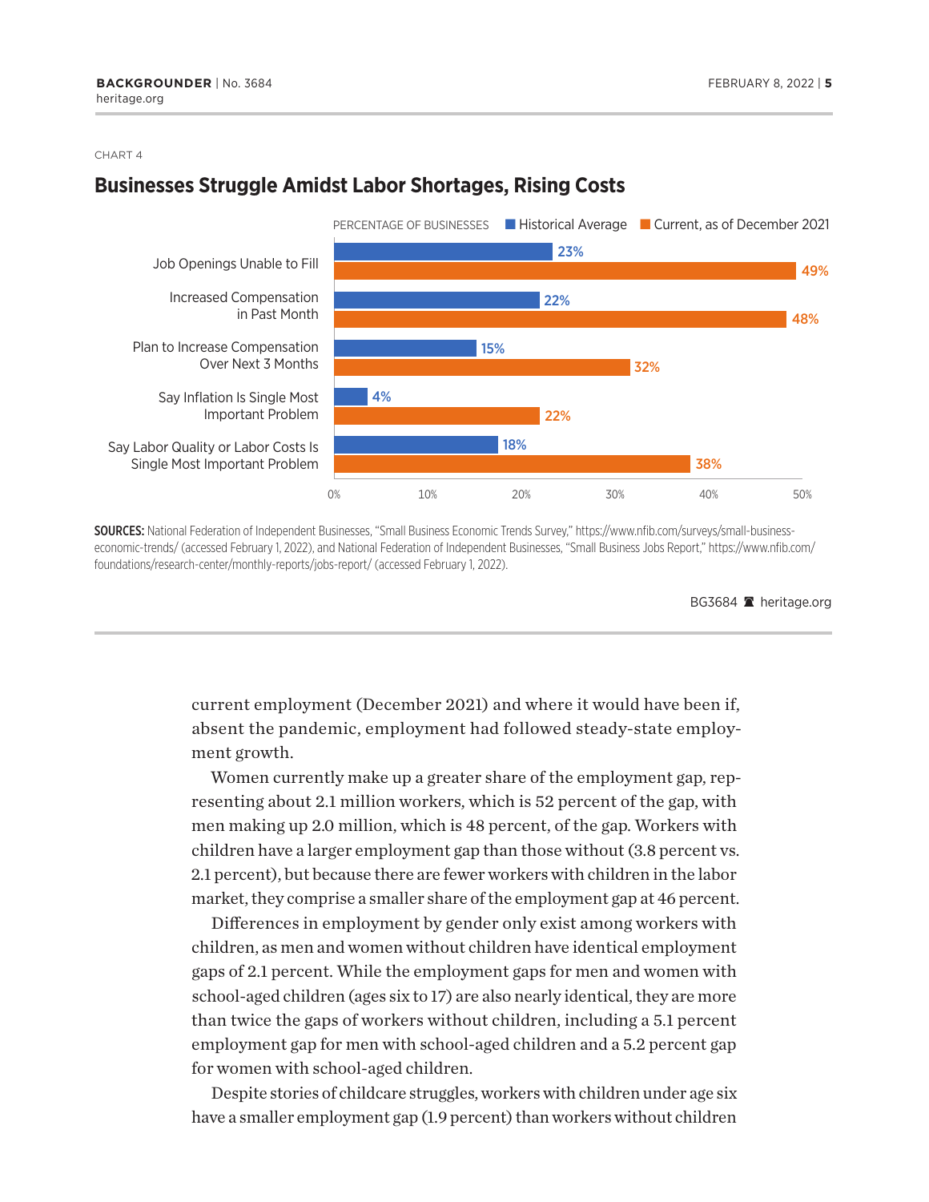CHART 4

## Businesses Struggle Amidst Labor Shortages, Rising Costs

PERCENTAGE OF BUSINESSES

| | Historical Average | Current, as of December 2021 |
|---|---|---|
| Job Openings Unable to Fill | 23% | 49% |
| Increased Compensation in Past Month | 22% | 48% |
| Plan to Increase Compensation Over Next 3 Months | 15% | 32% |
| Say Inflation Is Single Most Important Problem | 4% | 22% |
| Say Labor Quality or Labor Costs Is Single Most Important Problem | 18% | 38% |

**SOURCES:** National Federation of Independent Businesses, "Small Business Economic Trends Survey," https://www.nfib.com/surveys/small-business-economic-trends/ (accessed February 1, 2022), and National Federation of Independent Businesses, "Small Business Jobs Report," https://www.nfib.com/foundations/research-center/monthly-reports/jobs-report/ (accessed February 1, 2022).

BG3684 heritage.org

current employment (December 2021) and where it would have been if, absent the pandemic, employment had followed steady-state employment growth.

Women currently make up a greater share of the employment gap, representing about 2.1 million workers, which is 52 percent of the gap, with men making up 2.0 million, which is 48 percent, of the gap. Workers with children have a larger employment gap than those without (3.8 percent vs. 2.1 percent), but because there are fewer workers with children in the labor market, they comprise a smaller share of the employment gap at 46 percent.

Differences in employment by gender only exist among workers with children, as men and women without children have identical employment gaps of 2.1 percent. While the employment gaps for men and women with school-aged children (ages six to 17) are also nearly identical, they are more than twice the gaps of workers without children, including a 5.1 percent employment gap for men with school-aged children and a 5.2 percent gap for women with school-aged children.

Despite stories of childcare struggles, workers with children under age six have a smaller employment gap (1.9 percent) than workers without children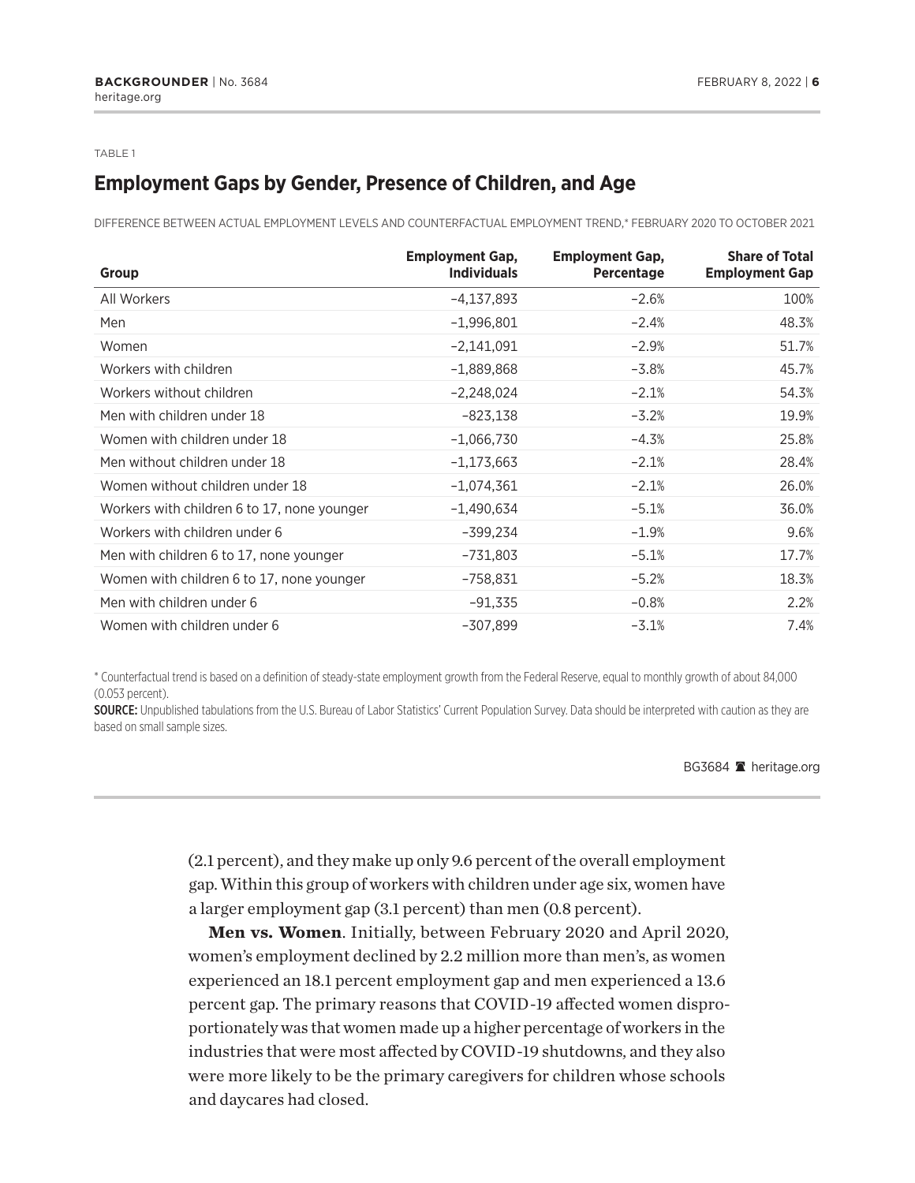TABLE 1

## Employment Gaps by Gender, Presence of Children, and Age

DIFFERENCE BETWEEN ACTUAL EMPLOYMENT LEVELS AND COUNTERFACTUAL EMPLOYMENT TREND,* FEBRUARY 2020 TO OCTOBER 2021

| Group | Employment Gap, Individuals | Employment Gap, Percentage | Share of Total Employment Gap |
|---|---|---|---|
| All Workers | –4,137,893 | –2.6% | 100% |
| Men | –1,996,801 | –2.4% | 48.3% |
| Women | –2,141,091 | –2.9% | 51.7% |
| Workers with children | –1,889,868 | –3.8% | 45.7% |
| Workers without children | –2,248,024 | –2.1% | 54.3% |
| Men with children under 18 | –823,138 | –3.2% | 19.9% |
| Women with children under 18 | –1,066,730 | –4.3% | 25.8% |
| Men without children under 18 | –1,173,663 | –2.1% | 28.4% |
| Women without children under 18 | –1,074,361 | –2.1% | 26.0% |
| Workers with children 6 to 17, none younger | –1,490,634 | –5.1% | 36.0% |
| Workers with children under 6 | –399,234 | –1.9% | 9.6% |
| Men with children 6 to 17, none younger | –731,803 | –5.1% | 17.7% |
| Women with children 6 to 17, none younger | –758,831 | –5.2% | 18.3% |
| Men with children under 6 | –91,335 | –0.8% | 2.2% |
| Women with children under 6 | –307,899 | –3.1% | 7.4% |

* Counterfactual trend is based on a definition of steady-state employment growth from the Federal Reserve, equal to monthly growth of about 84,000 (0.053 percent).

**SOURCE:** Unpublished tabulations from the U.S. Bureau of Labor Statistics' Current Population Survey. Data should be interpreted with caution as they are based on small sample sizes.

BG3684 heritage.org

(2.1 percent), and they make up only 9.6 percent of the overall employment gap. Within this group of workers with children under age six, women have a larger employment gap (3.1 percent) than men (0.8 percent).

**Men vs. Women**. Initially, between February 2020 and April 2020, women's employment declined by 2.2 million more than men's, as women experienced an 18.1 percent employment gap and men experienced a 13.6 percent gap. The primary reasons that COVID-19 affected women disproportionately was that women made up a higher percentage of workers in the industries that were most affected by COVID-19 shutdowns, and they also were more likely to be the primary caregivers for children whose schools and daycares had closed.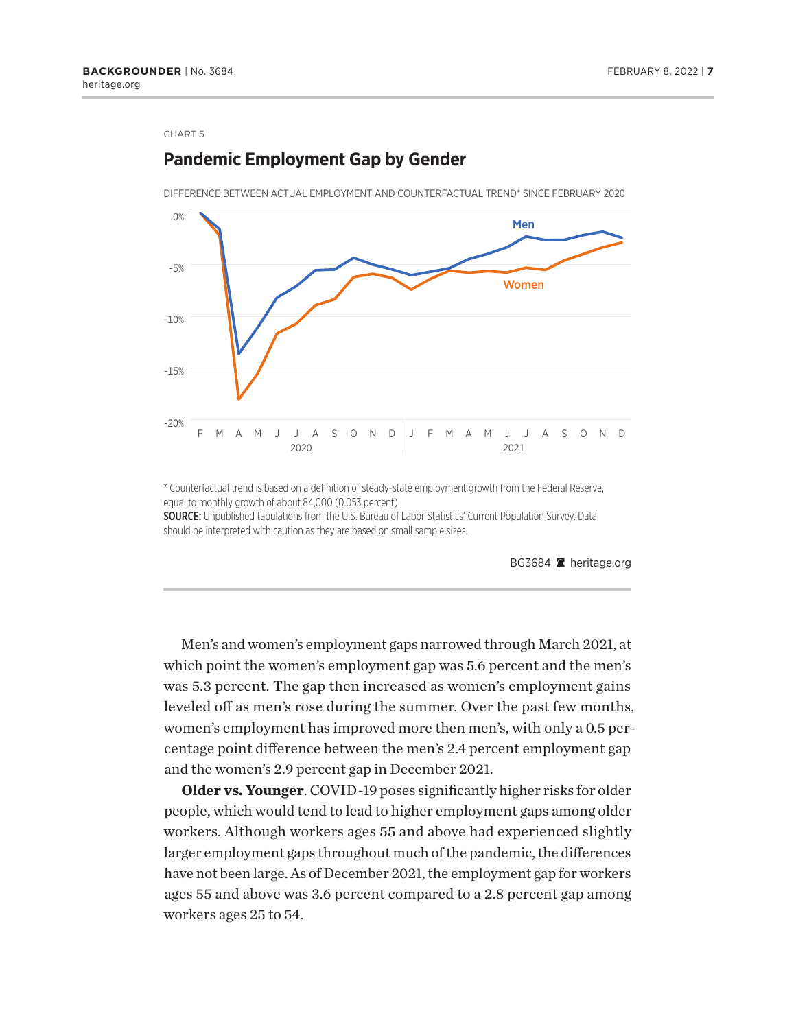CHART 5

## Pandemic Employment Gap by Gender

DIFFERENCE BETWEEN ACTUAL EMPLOYMENT AND COUNTERFACTUAL TREND* SINCE FEBRUARY 2020

* Counterfactual trend is based on a definition of steady-state employment growth from the Federal Reserve, equal to monthly growth of about 84,000 (0.053 percent).

**SOURCE:** Unpublished tabulations from the U.S. Bureau of Labor Statistics' Current Population Survey. Data should be interpreted with caution as they are based on small sample sizes.

BG3684 heritage.org

Men's and women's employment gaps narrowed through March 2021, at which point the women's employment gap was 5.6 percent and the men's was 5.3 percent. The gap then increased as women's employment gains leveled off as men's rose during the summer. Over the past few months, women's employment has improved more then men's, with only a 0.5 percentage point difference between the men's 2.4 percent employment gap and the women's 2.9 percent gap in December 2021.

**Older vs. Younger**. COVID-19 poses significantly higher risks for older people, which would tend to lead to higher employment gaps among older workers. Although workers ages 55 and above had experienced slightly larger employment gaps throughout much of the pandemic, the differences have not been large. As of December 2021, the employment gap for workers ages 55 and above was 3.6 percent compared to a 2.8 percent gap among workers ages 25 to 54.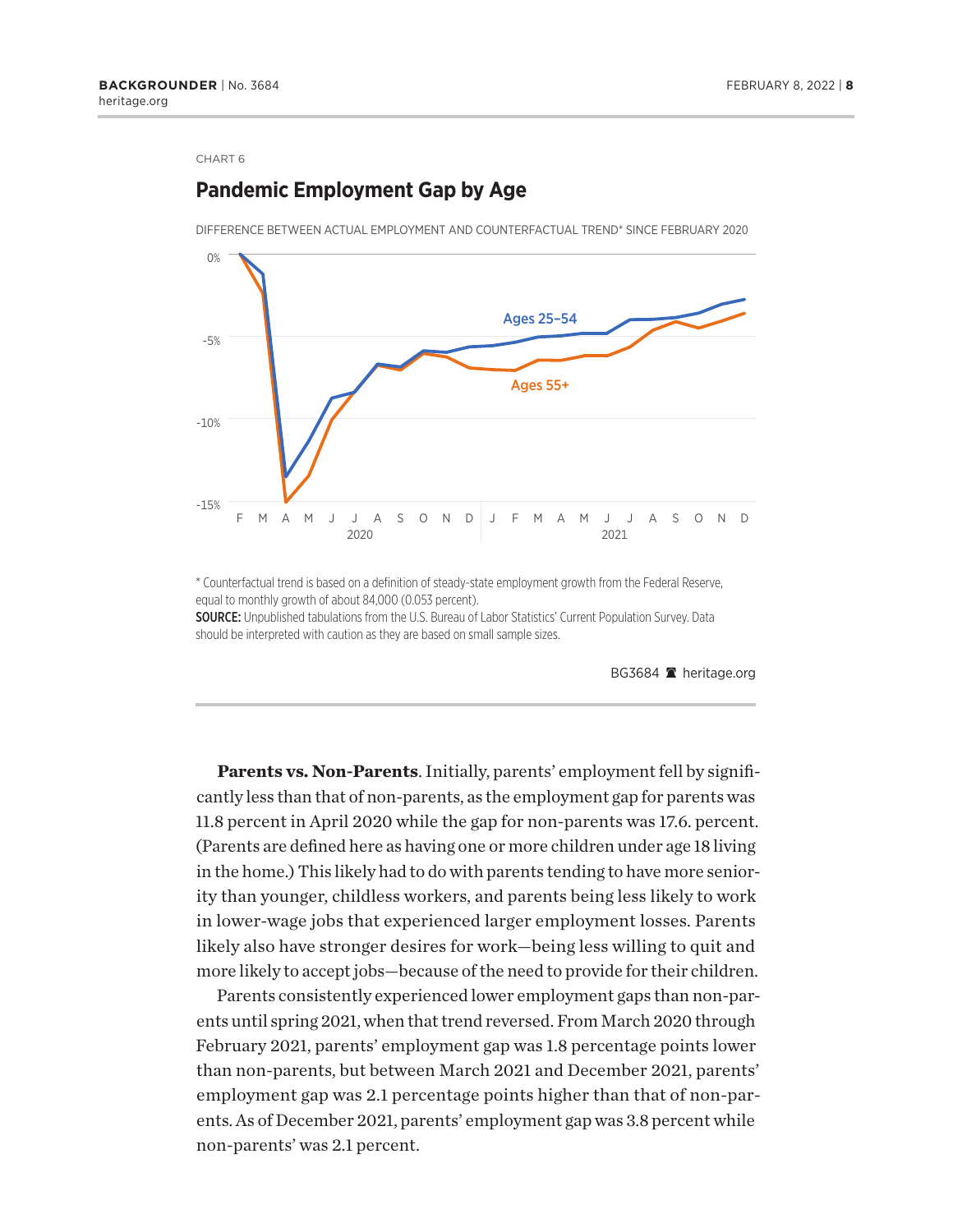CHART 6

## Pandemic Employment Gap by Age

DIFFERENCE BETWEEN ACTUAL EMPLOYMENT AND COUNTERFACTUAL TREND* SINCE FEBRUARY 2020

Ages 25–54

Ages 55+

0%
-5%
-10%
-15%

F M A M J J A S O N D J F M A M J J A S O N D

2020 2021

\* Counterfactual trend is based on a definition of steady-state employment growth from the Federal Reserve, equal to monthly growth of about 84,000 (0.053 percent).

**SOURCE:** Unpublished tabulations from the U.S. Bureau of Labor Statistics' Current Population Survey. Data should be interpreted with caution as they are based on small sample sizes.

BG3684 heritage.org

**Parents vs. Non-Parents**. Initially, parents' employment fell by significantly less than that of non-parents, as the employment gap for parents was 11.8 percent in April 2020 while the gap for non-parents was 17.6. percent. (Parents are defined here as having one or more children under age 18 living in the home.) This likely had to do with parents tending to have more seniority than younger, childless workers, and parents being less likely to work in lower-wage jobs that experienced larger employment losses. Parents likely also have stronger desires for work—being less willing to quit and more likely to accept jobs—because of the need to provide for their children.

Parents consistently experienced lower employment gaps than non-parents until spring 2021, when that trend reversed. From March 2020 through February 2021, parents' employment gap was 1.8 percentage points lower than non-parents, but between March 2021 and December 2021, parents' employment gap was 2.1 percentage points higher than that of non-parents. As of December 2021, parents' employment gap was 3.8 percent while non-parents' was 2.1 percent.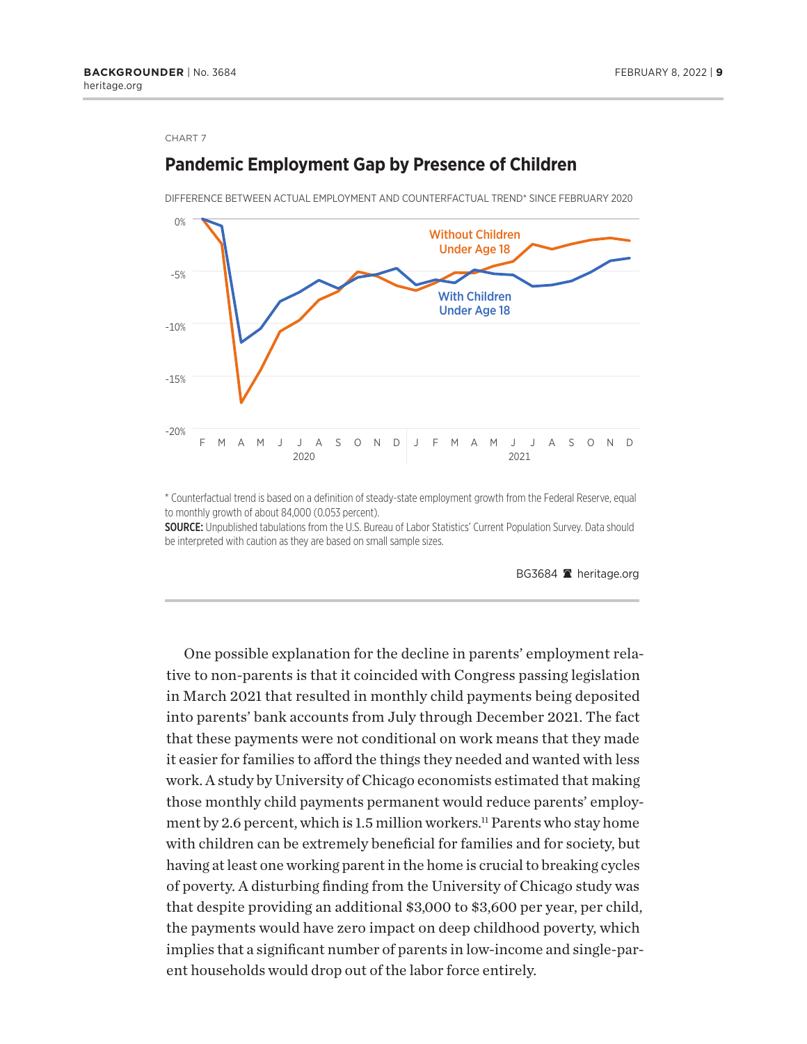CHART 7

## Pandemic Employment Gap by Presence of Children

DIFFERENCE BETWEEN ACTUAL EMPLOYMENT AND COUNTERFACTUAL TREND* SINCE FEBRUARY 2020

\* Counterfactual trend is based on a definition of steady-state employment growth from the Federal Reserve, equal to monthly growth of about 84,000 (0.053 percent).

**SOURCE:** Unpublished tabulations from the U.S. Bureau of Labor Statistics' Current Population Survey. Data should be interpreted with caution as they are based on small sample sizes.

BG3684 heritage.org

One possible explanation for the decline in parents' employment relative to non-parents is that it coincided with Congress passing legislation in March 2021 that resulted in monthly child payments being deposited into parents' bank accounts from July through December 2021. The fact that these payments were not conditional on work means that they made it easier for families to afford the things they needed and wanted with less work. A study by University of Chicago economists estimated that making those monthly child payments permanent would reduce parents' employment by 2.6 percent, which is 1.5 million workers.[11] Parents who stay home with children can be extremely beneficial for families and for society, but having at least one working parent in the home is crucial to breaking cycles of poverty. A disturbing finding from the University of Chicago study was that despite providing an additional $3,000 to $3,600 per year, per child, the payments would have zero impact on deep childhood poverty, which implies that a significant number of parents in low-income and single-parent households would drop out of the labor force entirely.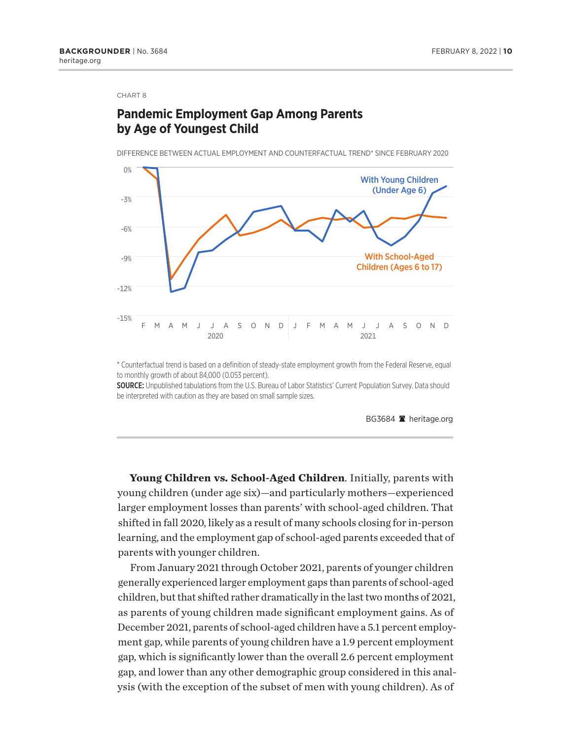CHART 8

## Pandemic Employment Gap Among Parents by Age of Youngest Child

DIFFERENCE BETWEEN ACTUAL EMPLOYMENT AND COUNTERFACTUAL TREND* SINCE FEBRUARY 2020

With Young Children (Under Age 6)

With School-Aged Children (Ages 6 to 17)

\* Counterfactual trend is based on a definition of steady-state employment growth from the Federal Reserve, equal to monthly growth of about 84,000 (0.053 percent).

**SOURCE:** Unpublished tabulations from the U.S. Bureau of Labor Statistics' Current Population Survey. Data should be interpreted with caution as they are based on small sample sizes.

BG3684 heritage.org

**Young Children vs. School-Aged Children**. Initially, parents with young children (under age six)—and particularly mothers—experienced larger employment losses than parents' with school-aged children. That shifted in fall 2020, likely as a result of many schools closing for in-person learning, and the employment gap of school-aged parents exceeded that of parents with younger children.

From January 2021 through October 2021, parents of younger children generally experienced larger employment gaps than parents of school-aged children, but that shifted rather dramatically in the last two months of 2021, as parents of young children made significant employment gains. As of December 2021, parents of school-aged children have a 5.1 percent employment gap, while parents of young children have a 1.9 percent employment gap, which is significantly lower than the overall 2.6 percent employment gap, and lower than any other demographic group considered in this analysis (with the exception of the subset of men with young children). As of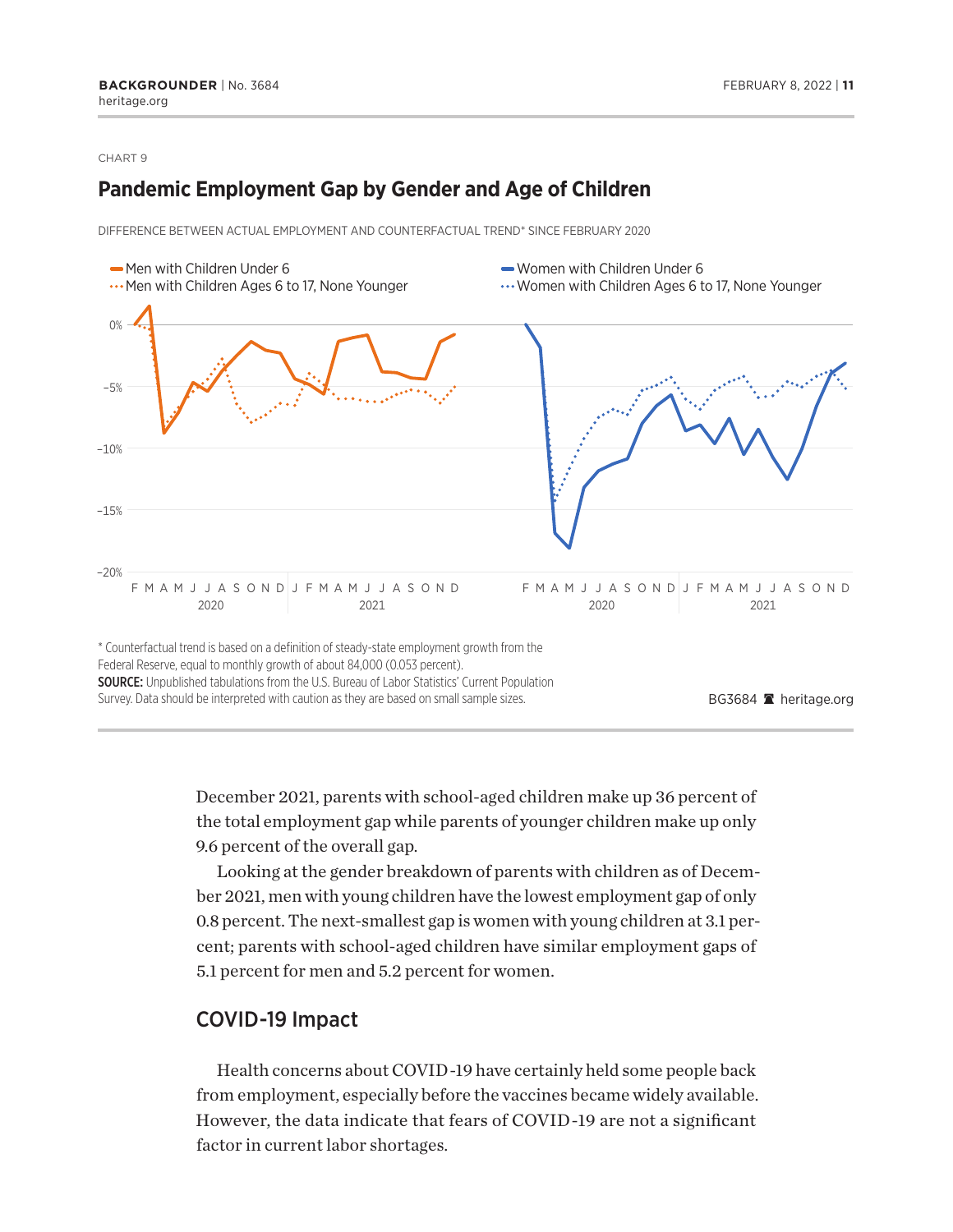CHART 9

## Pandemic Employment Gap by Gender and Age of Children

DIFFERENCE BETWEEN ACTUAL EMPLOYMENT AND COUNTERFACTUAL TREND* SINCE FEBRUARY 2020

* Counterfactual trend is based on a definition of steady-state employment growth from the Federal Reserve, equal to monthly growth of about 84,000 (0.053 percent).

**SOURCE:** Unpublished tabulations from the U.S. Bureau of Labor Statistics' Current Population Survey. Data should be interpreted with caution as they are based on small sample sizes.

BG3684 heritage.org

December 2021, parents with school-aged children make up 36 percent of the total employment gap while parents of younger children make up only 9.6 percent of the overall gap.

Looking at the gender breakdown of parents with children as of December 2021, men with young children have the lowest employment gap of only 0.8 percent. The next-smallest gap is women with young children at 3.1 percent; parents with school-aged children have similar employment gaps of 5.1 percent for men and 5.2 percent for women.

## COVID-19 Impact

Health concerns about COVID-19 have certainly held some people back from employment, especially before the vaccines became widely available. However, the data indicate that fears of COVID-19 are not a significant factor in current labor shortages.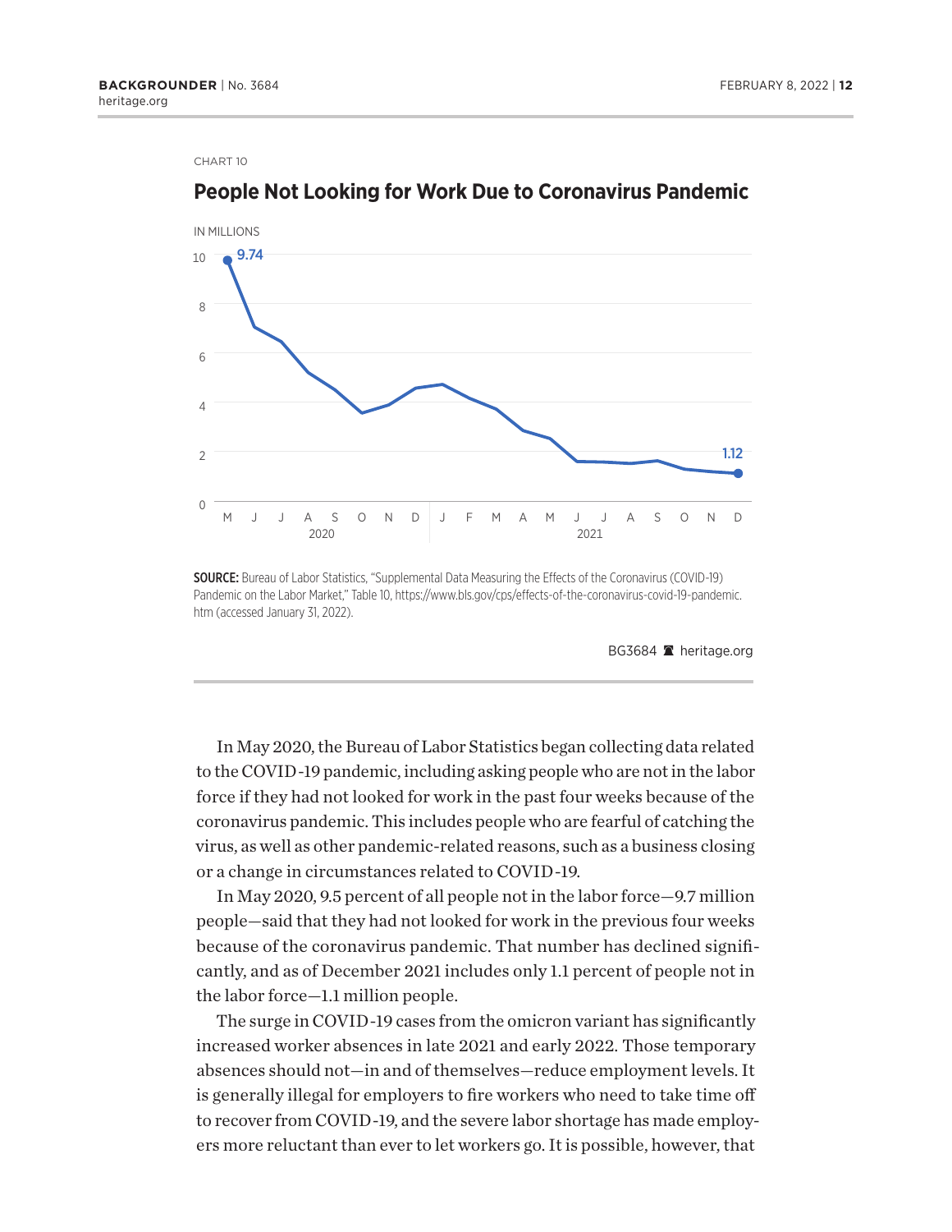CHART 10

## People Not Looking for Work Due to Coronavirus Pandemic

IN MILLIONS

**SOURCE:** Bureau of Labor Statistics, "Supplemental Data Measuring the Effects of the Coronavirus (COVID-19) Pandemic on the Labor Market," Table 10, https://www.bls.gov/cps/effects-of-the-coronavirus-covid-19-pandemic.htm (accessed January 31, 2022).

BG3684 heritage.org

In May 2020, the Bureau of Labor Statistics began collecting data related to the COVID-19 pandemic, including asking people who are not in the labor force if they had not looked for work in the past four weeks because of the coronavirus pandemic. This includes people who are fearful of catching the virus, as well as other pandemic-related reasons, such as a business closing or a change in circumstances related to COVID-19.

In May 2020, 9.5 percent of all people not in the labor force—9.7 million people—said that they had not looked for work in the previous four weeks because of the coronavirus pandemic. That number has declined significantly, and as of December 2021 includes only 1.1 percent of people not in the labor force—1.1 million people.

The surge in COVID-19 cases from the omicron variant has significantly increased worker absences in late 2021 and early 2022. Those temporary absences should not—in and of themselves—reduce employment levels. It is generally illegal for employers to fire workers who need to take time off to recover from COVID-19, and the severe labor shortage has made employers more reluctant than ever to let workers go. It is possible, however, that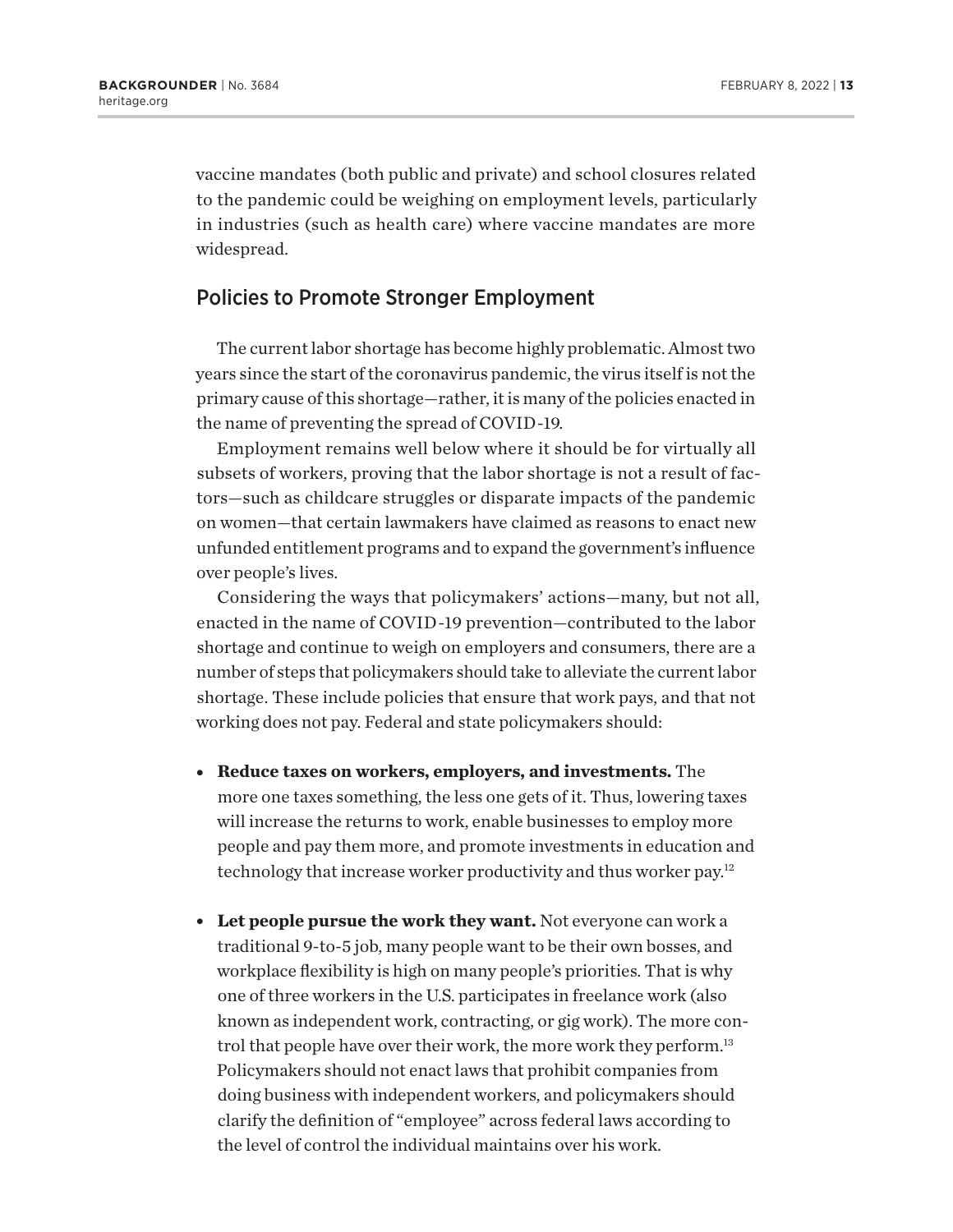vaccine mandates (both public and private) and school closures related to the pandemic could be weighing on employment levels, particularly in industries (such as health care) where vaccine mandates are more widespread.

## Policies to Promote Stronger Employment

The current labor shortage has become highly problematic. Almost two years since the start of the coronavirus pandemic, the virus itself is not the primary cause of this shortage—rather, it is many of the policies enacted in the name of preventing the spread of COVID-19.

Employment remains well below where it should be for virtually all subsets of workers, proving that the labor shortage is not a result of factors—such as childcare struggles or disparate impacts of the pandemic on women—that certain lawmakers have claimed as reasons to enact new unfunded entitlement programs and to expand the government's influence over people's lives.

Considering the ways that policymakers' actions—many, but not all, enacted in the name of COVID-19 prevention—contributed to the labor shortage and continue to weigh on employers and consumers, there are a number of steps that policymakers should take to alleviate the current labor shortage. These include policies that ensure that work pays, and that not working does not pay. Federal and state policymakers should:

- **Reduce taxes on workers, employers, and investments.** The more one taxes something, the less one gets of it. Thus, lowering taxes will increase the returns to work, enable businesses to employ more people and pay them more, and promote investments in education and technology that increase worker productivity and thus worker pay.[12]

- **Let people pursue the work they want.** Not everyone can work a traditional 9-to-5 job, many people want to be their own bosses, and workplace flexibility is high on many people's priorities. That is why one of three workers in the U.S. participates in freelance work (also known as independent work, contracting, or gig work). The more control that people have over their work, the more work they perform.[13] Policymakers should not enact laws that prohibit companies from doing business with independent workers, and policymakers should clarify the definition of "employee" across federal laws according to the level of control the individual maintains over his work.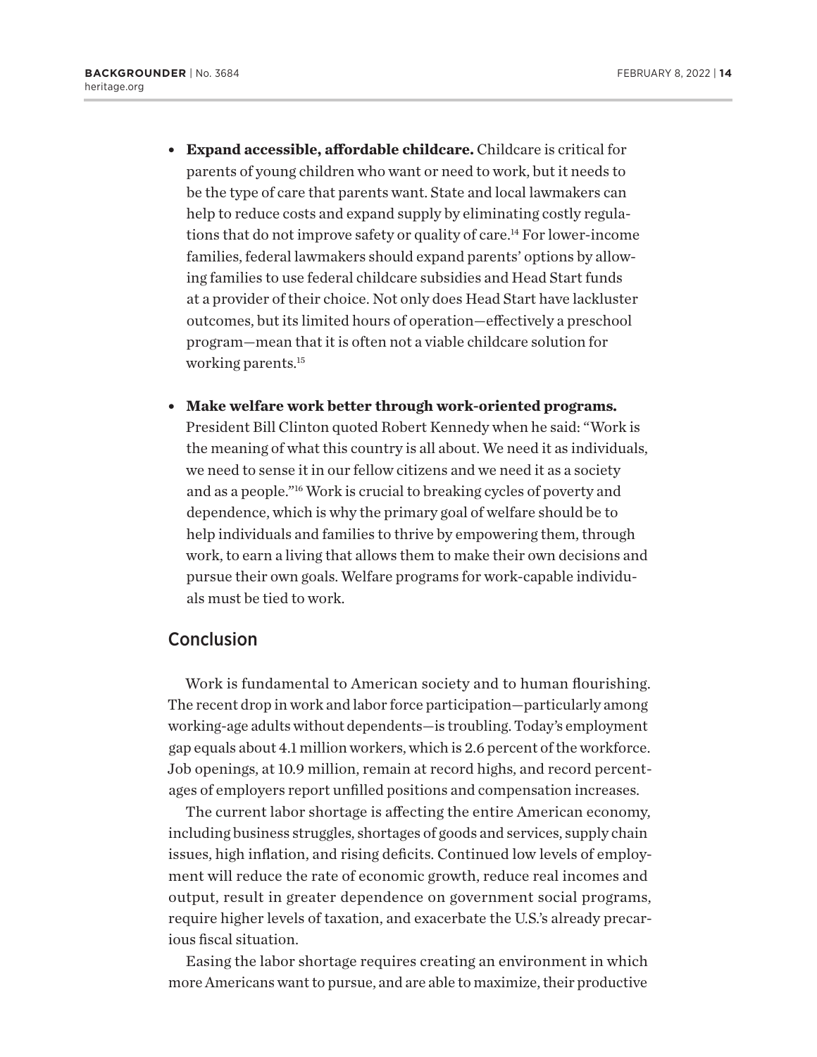- **Expand accessible, affordable childcare.** Childcare is critical for parents of young children who want or need to work, but it needs to be the type of care that parents want. State and local lawmakers can help to reduce costs and expand supply by eliminating costly regulations that do not improve safety or quality of care.[14] For lower-income families, federal lawmakers should expand parents' options by allowing families to use federal childcare subsidies and Head Start funds at a provider of their choice. Not only does Head Start have lackluster outcomes, but its limited hours of operation—effectively a preschool program—mean that it is often not a viable childcare solution for working parents.[15]

- **Make welfare work better through work-oriented programs.** President Bill Clinton quoted Robert Kennedy when he said: "Work is the meaning of what this country is all about. We need it as individuals, we need to sense it in our fellow citizens and we need it as a society and as a people."[16] Work is crucial to breaking cycles of poverty and dependence, which is why the primary goal of welfare should be to help individuals and families to thrive by empowering them, through work, to earn a living that allows them to make their own decisions and pursue their own goals. Welfare programs for work-capable individuals must be tied to work.

## Conclusion

Work is fundamental to American society and to human flourishing. The recent drop in work and labor force participation—particularly among working-age adults without dependents—is troubling. Today's employment gap equals about 4.1 million workers, which is 2.6 percent of the workforce. Job openings, at 10.9 million, remain at record highs, and record percentages of employers report unfilled positions and compensation increases.

The current labor shortage is affecting the entire American economy, including business struggles, shortages of goods and services, supply chain issues, high inflation, and rising deficits. Continued low levels of employment will reduce the rate of economic growth, reduce real incomes and output, result in greater dependence on government social programs, require higher levels of taxation, and exacerbate the U.S.'s already precarious fiscal situation.

Easing the labor shortage requires creating an environment in which more Americans want to pursue, and are able to maximize, their productive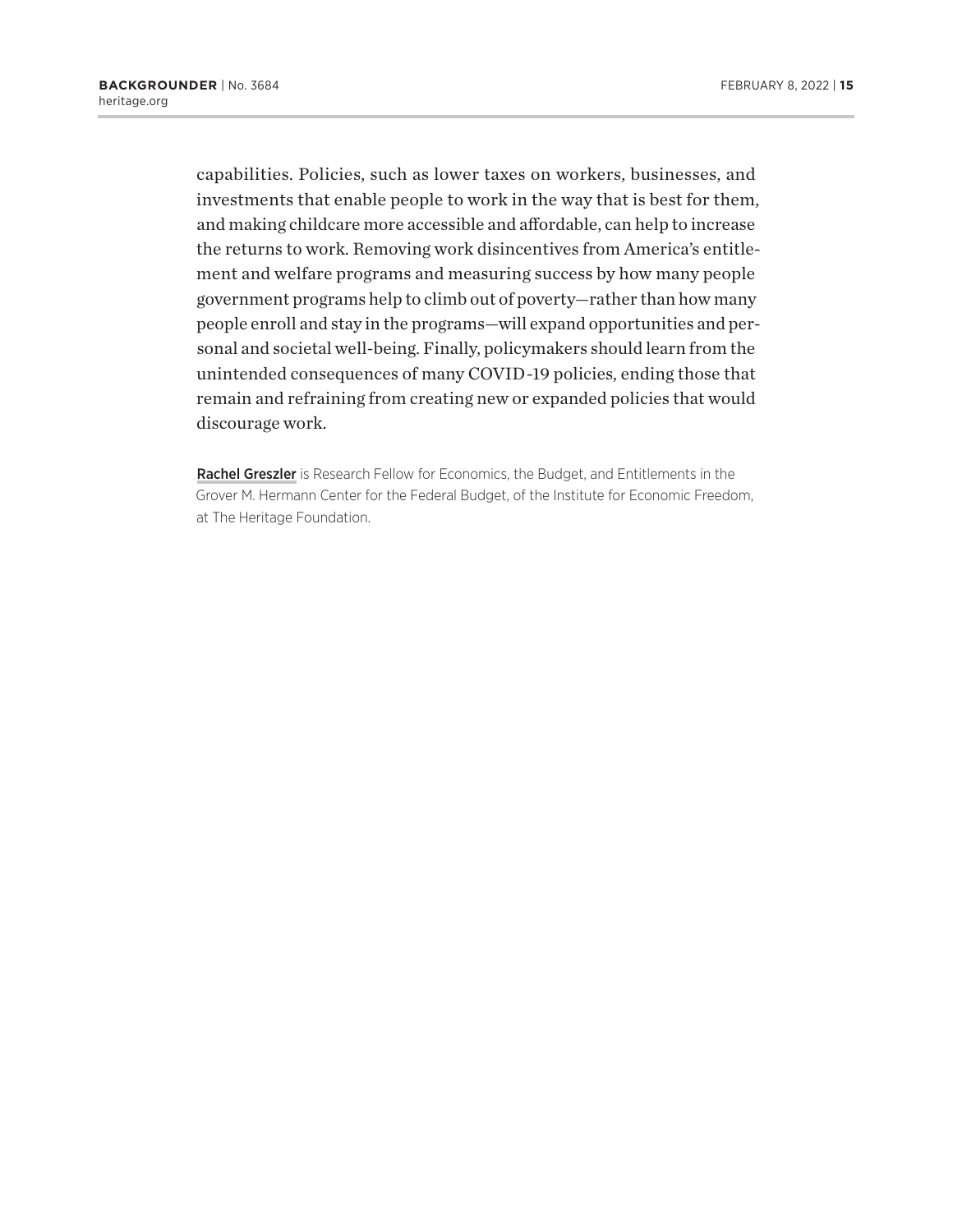capabilities. Policies, such as lower taxes on workers, businesses, and investments that enable people to work in the way that is best for them, and making childcare more accessible and affordable, can help to increase the returns to work. Removing work disincentives from America's entitlement and welfare programs and measuring success by how many people government programs help to climb out of poverty—rather than how many people enroll and stay in the programs—will expand opportunities and personal and societal well-being. Finally, policymakers should learn from the unintended consequences of many COVID-19 policies, ending those that remain and refraining from creating new or expanded policies that would discourage work.

**Rachel Greszler** is Research Fellow for Economics, the Budget, and Entitlements in the Grover M. Hermann Center for the Federal Budget, of the Institute for Economic Freedom, at The Heritage Foundation.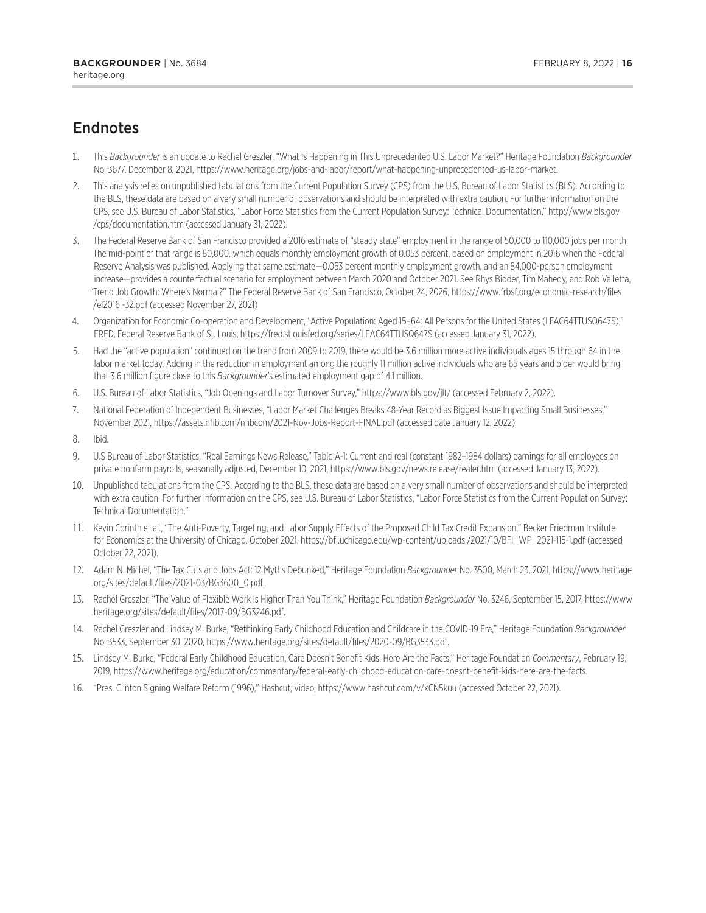## Endnotes

1. This *Backgrounder* is an update to Rachel Greszler, "What Is Happening in This Unprecedented U.S. Labor Market?" Heritage Foundation *Backgrounder* No. 3677, December 8, 2021, https://www.heritage.org/jobs-and-labor/report/what-happening-unprecedented-us-labor-market.
2. This analysis relies on unpublished tabulations from the Current Population Survey (CPS) from the U.S. Bureau of Labor Statistics (BLS). According to the BLS, these data are based on a very small number of observations and should be interpreted with extra caution. For further information on the CPS, see U.S. Bureau of Labor Statistics, "Labor Force Statistics from the Current Population Survey: Technical Documentation," http://www.bls.gov/cps/documentation.htm (accessed January 31, 2022).
3. The Federal Reserve Bank of San Francisco provided a 2016 estimate of "steady state" employment in the range of 50,000 to 110,000 jobs per month. The mid-point of that range is 80,000, which equals monthly employment growth of 0.053 percent, based on employment in 2016 when the Federal Reserve Analysis was published. Applying that same estimate—0.053 percent monthly employment growth, and an 84,000-person employment increase—provides a counterfactual scenario for employment between March 2020 and October 2021. See Rhys Bidder, Tim Mahedy, and Rob Valletta, "Trend Job Growth: Where's Normal?" The Federal Reserve Bank of San Francisco, October 24, 2026, https://www.frbsf.org/economic-research/files/el2016 -32.pdf (accessed November 27, 2021)
4. Organization for Economic Co-operation and Development, "Active Population: Aged 15–64: All Persons for the United States (LFAC64TTUSQ647S)," FRED, Federal Reserve Bank of St. Louis, https://fred.stlouisfed.org/series/LFAC64TTUSQ647S (accessed January 31, 2022).
5. Had the "active population" continued on the trend from 2009 to 2019, there would be 3.6 million more active individuals ages 15 through 64 in the labor market today. Adding in the reduction in employment among the roughly 11 million active individuals who are 65 years and older would bring that 3.6 million figure close to this *Backgrounder*'s estimated employment gap of 4.1 million.
6. U.S. Bureau of Labor Statistics, "Job Openings and Labor Turnover Survey," https://www.bls.gov/jlt/ (accessed February 2, 2022).
7. National Federation of Independent Businesses, "Labor Market Challenges Breaks 48-Year Record as Biggest Issue Impacting Small Businesses," November 2021, https://assets.nfib.com/nfibcom/2021-Nov-Jobs-Report-FINAL.pdf (accessed date January 12, 2022).
8. Ibid.
9. U.S Bureau of Labor Statistics, "Real Earnings News Release," Table A-1: Current and real (constant 1982–1984 dollars) earnings for all employees on private nonfarm payrolls, seasonally adjusted, December 10, 2021, https://www.bls.gov/news.release/realer.htm (accessed January 13, 2022).
10. Unpublished tabulations from the CPS. According to the BLS, these data are based on a very small number of observations and should be interpreted with extra caution. For further information on the CPS, see U.S. Bureau of Labor Statistics, "Labor Force Statistics from the Current Population Survey: Technical Documentation."
11. Kevin Corinth et al., "The Anti-Poverty, Targeting, and Labor Supply Effects of the Proposed Child Tax Credit Expansion," Becker Friedman Institute for Economics at the University of Chicago, October 2021, https://bfi.uchicago.edu/wp-content/uploads /2021/10/BFI_WP_2021-115-1.pdf (accessed October 22, 2021).
12. Adam N. Michel, "The Tax Cuts and Jobs Act: 12 Myths Debunked," Heritage Foundation *Backgrounder* No. 3500, March 23, 2021, https://www.heritage.org/sites/default/files/2021-03/BG3600_0.pdf.
13. Rachel Greszler, "The Value of Flexible Work Is Higher Than You Think," Heritage Foundation *Backgrounder* No. 3246, September 15, 2017, https://www.heritage.org/sites/default/files/2017-09/BG3246.pdf.
14. Rachel Greszler and Lindsey M. Burke, "Rethinking Early Childhood Education and Childcare in the COVID-19 Era," Heritage Foundation *Backgrounder* No. 3533, September 30, 2020, https://www.heritage.org/sites/default/files/2020-09/BG3533.pdf.
15. Lindsey M. Burke, "Federal Early Childhood Education, Care Doesn't Benefit Kids. Here Are the Facts," Heritage Foundation *Commentary*, February 19, 2019, https://www.heritage.org/education/commentary/federal-early-childhood-education-care-doesnt-benefit-kids-here-are-the-facts.
16. "Pres. Clinton Signing Welfare Reform (1996)," Hashcut, video, https://www.hashcut.com/v/xCN5kuu (accessed October 22, 2021).